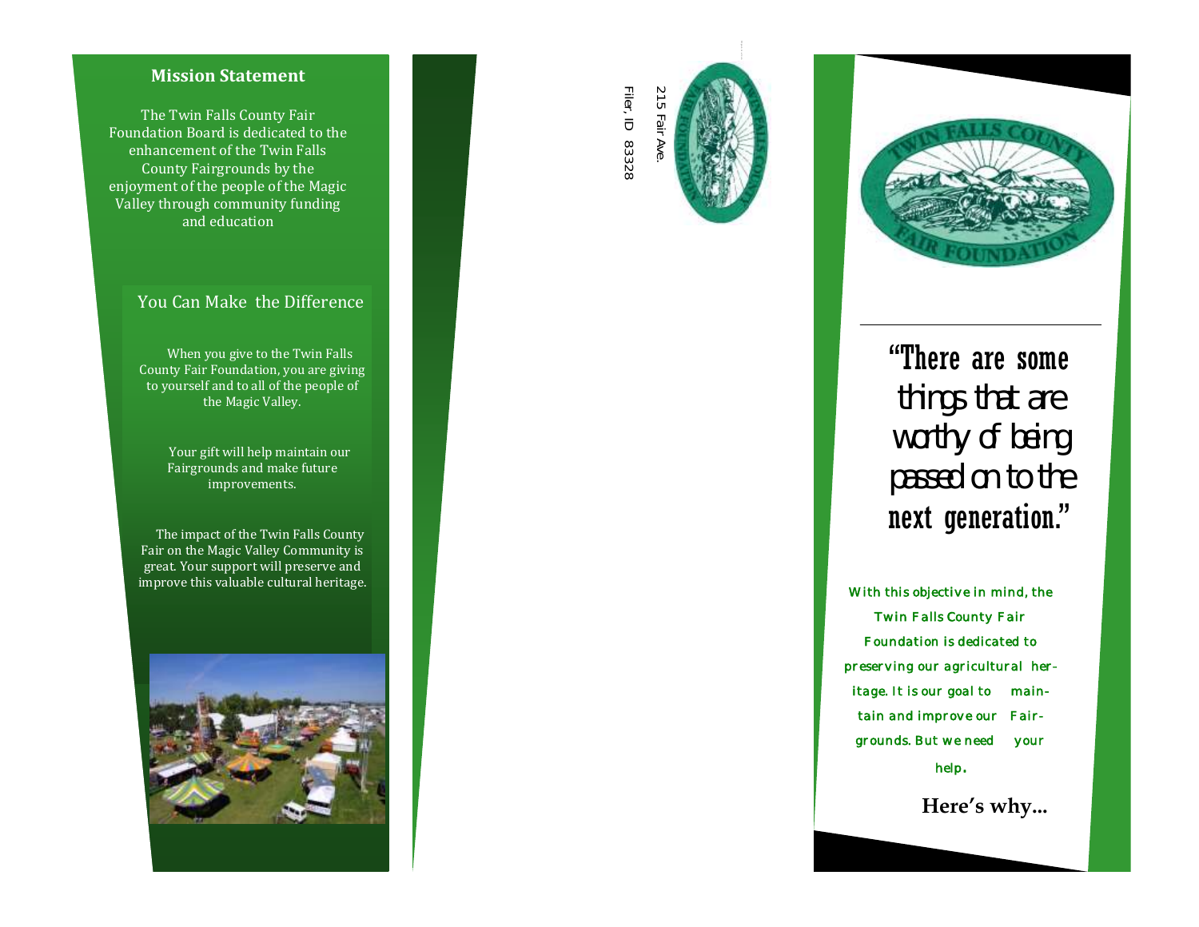## Mission Statement

The Twin Falls County Fair Foundation Board is dedicated to the enhancement of the Twin Falls County Fairgrounds by the enjoyment of the people of the Magic Valley through community funding and education

### You Can Make the Difference

When you give to the Twin Falls County Fair Foundation, you are giving to yourself and to all of the people of the Magic Valley.

Your gift will help maintain our Fairgrounds and make future improvements.

The impact of the Twin Falls County Fair on the Magic Valley Community is great. Your support will preserve and improve this valuable cultural heritage.

215 Fair Ave.
Filer, ID 83328

"There are some things that are worthy of being passed on to the next generation."

With this objective in mind, the Twin Falls County Fair Foundation is dedicated to preserving our agricultural heritage. It is our goal to maintain and improve our Fairgrounds. But we need your help.

**Here's why...**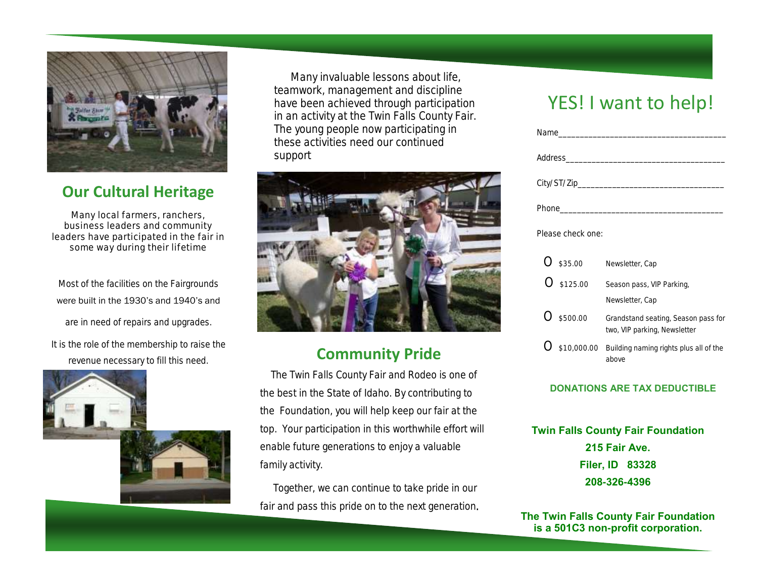## Our Cultural Heritage

Many local farmers, ranchers, business leaders and community leaders have participated in the fair in some way during their lifetime

Most of the facilities on the Fairgrounds were built in the 1930's and 1940's and are in need of repairs and upgrades.

It is the role of the membership to raise the revenue necessary to fill this need.

Many invaluable lessons about life, teamwork, management and discipline have been achieved through participation in an activity at the Twin Falls County Fair. The young people now participating in these activities need our continued support

## Community Pride

The Twin Falls County Fair and Rodeo is one of the best in the State of Idaho. By contributing to the Foundation, you will help keep our fair at the top. Your participation in this worthwhile effort will enable future generations to enjoy a valuable family activity.

Together, we can continue to take pride in our fair and pass this pride on to the next generation.

# YES! I want to help!

Name_____________________________________

Address___________________________________

City/ST/Zip________________________________

Phone_____________________________________

Please check one:

| | | |
|---|---|---|
| O | $35.00 | Newsletter, Cap |
| O | $125.00 | Season pass, VIP Parking, Newsletter, Cap |
| O | $500.00 | Grandstand seating, Season pass for two, VIP parking, Newsletter |
| O | $10,000.00 | Building naming rights plus all of the above |

**DONATIONS ARE TAX DEDUCTIBLE**

**Twin Falls County Fair Foundation**
**215 Fair Ave.**
**Filer, ID 83328**
**208-326-4396**

**The Twin Falls County Fair Foundation is a 501C3 non-profit corporation.**